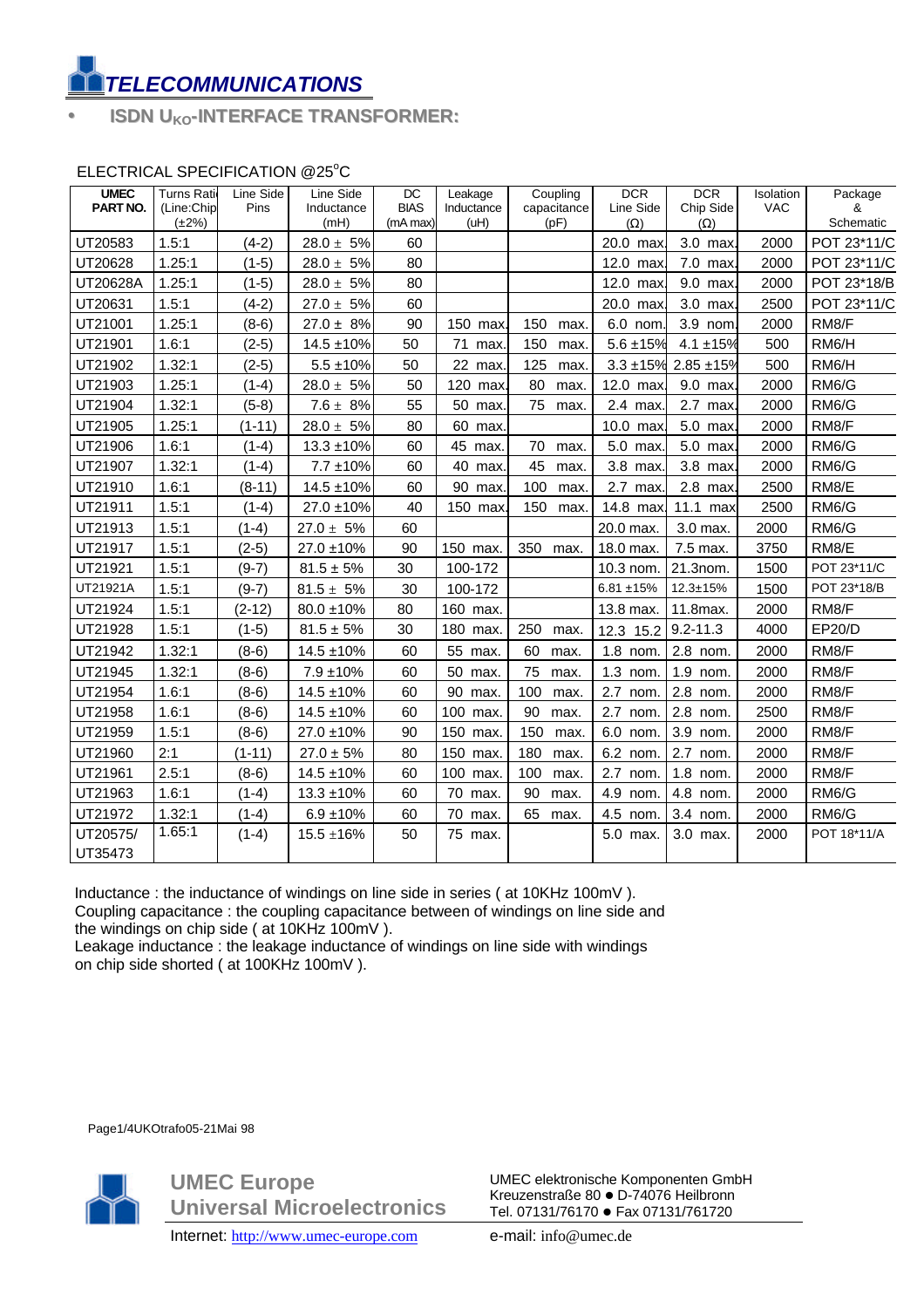# *TELECOMMUNICATIONS*

## • ISDN $U_{KO}$-INTERFACE TRANSFORMER:

ELECTRICAL SPECIFICATION @25°C

| UMEC PART NO. | Turns Ratio (Line:Chip) (±2%) | Line Side Pins | Line Side Inductance (mH) | DC BIAS (mA max) | Leakage Inductance (uH) | Coupling capacitance (pF) | DCR Line Side (Ω) | DCR Chip Side (Ω) | Isolation VAC | Package & Schematic |
|---|---|---|---|---|---|---|---|---|---|---|
| UT20583 | 1.5:1 | (4-2) | 28.0 ± 5% | 60 | | | 20.0 max. | 3.0 max. | 2000 | POT 23*11/C |
| UT20628 | 1.25:1 | (1-5) | 28.0 ± 5% | 80 | | | 12.0 max. | 7.0 max. | 2000 | POT 23*11/C |
| UT20628A | 1.25:1 | (1-5) | 28.0 ± 5% | 80 | | | 12.0 max. | 9.0 max. | 2000 | POT 23*18/B |
| UT20631 | 1.5:1 | (4-2) | 27.0 ± 5% | 60 | | | 20.0 max. | 3.0 max. | 2500 | POT 23*11/C |
| UT21001 | 1.25:1 | (8-6) | 27.0 ± 8% | 90 | 150 max. | 150 max. | 6.0 nom. | 3.9 nom. | 2000 | RM8/F |
| UT21901 | 1.6:1 | (2-5) | 14.5 ±10% | 50 | 71 max. | 150 max. | 5.6 ±15% | 4.1 ±15% | 500 | RM6/H |
| UT21902 | 1.32:1 | (2-5) | 5.5 ±10% | 50 | 22 max. | 125 max. | 3.3 ±15% | 2.85 ±15% | 500 | RM6/H |
| UT21903 | 1.25:1 | (1-4) | 28.0 ± 5% | 50 | 120 max. | 80 max. | 12.0 max. | 9.0 max. | 2000 | RM6/G |
| UT21904 | 1.32:1 | (5-8) | 7.6 ± 8% | 55 | 50 max. | 75 max. | 2.4 max. | 2.7 max. | 2000 | RM6/G |
| UT21905 | 1.25:1 | (1-11) | 28.0 ± 5% | 80 | 60 max. | | 10.0 max. | 5.0 max. | 2000 | RM8/F |
| UT21906 | 1.6:1 | (1-4) | 13.3 ±10% | 60 | 45 max. | 70 max. | 5.0 max. | 5.0 max. | 2000 | RM6/G |
| UT21907 | 1.32:1 | (1-4) | 7.7 ±10% | 60 | 40 max. | 45 max. | 3.8 max. | 3.8 max. | 2000 | RM6/G |
| UT21910 | 1.6:1 | (8-11) | 14.5 ±10% | 60 | 90 max. | 100 max. | 2.7 max. | 2.8 max. | 2500 | RM8/E |
| UT21911 | 1.5:1 | (1-4) | 27.0 ±10% | 40 | 150 max. | 150 max. | 14.8 max. | 11.1 max. | 2500 | RM6/G |
| UT21913 | 1.5:1 | (1-4) | 27.0 ± 5% | 60 | | | 20.0 max. | 3.0 max. | 2000 | RM6/G |
| UT21917 | 1.5:1 | (2-5) | 27.0 ±10% | 90 | 150 max. | 350 max. | 18.0 max. | 7.5 max. | 3750 | RM8/E |
| UT21921 | 1.5:1 | (9-7) | 81.5 ± 5% | 30 | 100-172 | | 10.3 nom. | 21.3nom. | 1500 | POT 23*11/C |
| UT21921A | 1.5:1 | (9-7) | 81.5 ± 5% | 30 | 100-172 | | 6.81 ±15% | 12.3±15% | 1500 | POT 23*18/B |
| UT21924 | 1.5:1 | (2-12) | 80.0 ±10% | 80 | 160 max. | | 13.8 max. | 11.8max. | 2000 | RM8/F |
| UT21928 | 1.5:1 | (1-5) | 81.5 ± 5% | 30 | 180 max. | 250 max. | 12.3 15.2 | 9.2-11.3 | 4000 | EP20/D |
| UT21942 | 1.32:1 | (8-6) | 14.5 ±10% | 60 | 55 max. | 60 max. | 1.8 nom. | 2.8 nom. | 2000 | RM8/F |
| UT21945 | 1.32:1 | (8-6) | 7.9 ±10% | 60 | 50 max. | 75 max. | 1.3 nom. | 1.9 nom. | 2000 | RM8/F |
| UT21954 | 1.6:1 | (8-6) | 14.5 ±10% | 60 | 90 max. | 100 max. | 2.7 nom. | 2.8 nom. | 2000 | RM8/F |
| UT21958 | 1.6:1 | (8-6) | 14.5 ±10% | 60 | 100 max. | 90 max. | 2.7 nom. | 2.8 nom. | 2500 | RM8/F |
| UT21959 | 1.5:1 | (8-6) | 27.0 ±10% | 90 | 150 max. | 150 max. | 6.0 nom. | 3.9 nom. | 2000 | RM8/F |
| UT21960 | 2:1 | (1-11) | 27.0 ± 5% | 80 | 150 max. | 180 max. | 6.2 nom. | 2.7 nom. | 2000 | RM8/F |
| UT21961 | 2.5:1 | (8-6) | 14.5 ±10% | 60 | 100 max. | 100 max. | 2.7 nom. | 1.8 nom. | 2000 | RM8/F |
| UT21963 | 1.6:1 | (1-4) | 13.3 ±10% | 60 | 70 max. | 90 max. | 4.9 nom. | 4.8 nom. | 2000 | RM6/G |
| UT21972 | 1.32:1 | (1-4) | 6.9 ±10% | 60 | 70 max. | 65 max. | 4.5 nom. | 3.4 nom. | 2000 | RM6/G |
| UT20575/ UT35473 | 1.65:1 | (1-4) | 15.5 ±16% | 50 | 75 max. | | 5.0 max. | 3.0 max. | 2000 | POT 18*11/A |

Inductance : the inductance of windings on line side in series ( at 10KHz 100mV ).
Coupling capacitance : the coupling capacitance between of windings on line side and the windings on chip side ( at 10KHz 100mV ).
Leakage inductance : the leakage inductance of windings on line side with windings on chip side shorted ( at 100KHz 100mV ).

Page1/4UKOtrafo05-21Mai 98

**UMEC Europe**
**Universal Microelectronics**
Internet: http://www.umec-europe.com

UMEC elektronische Komponenten GmbH
Kreuzenstraße 80 ● D-74076 Heilbronn
Tel. 07131/76170 ● Fax 07131/761720
e-mail: info@umec.de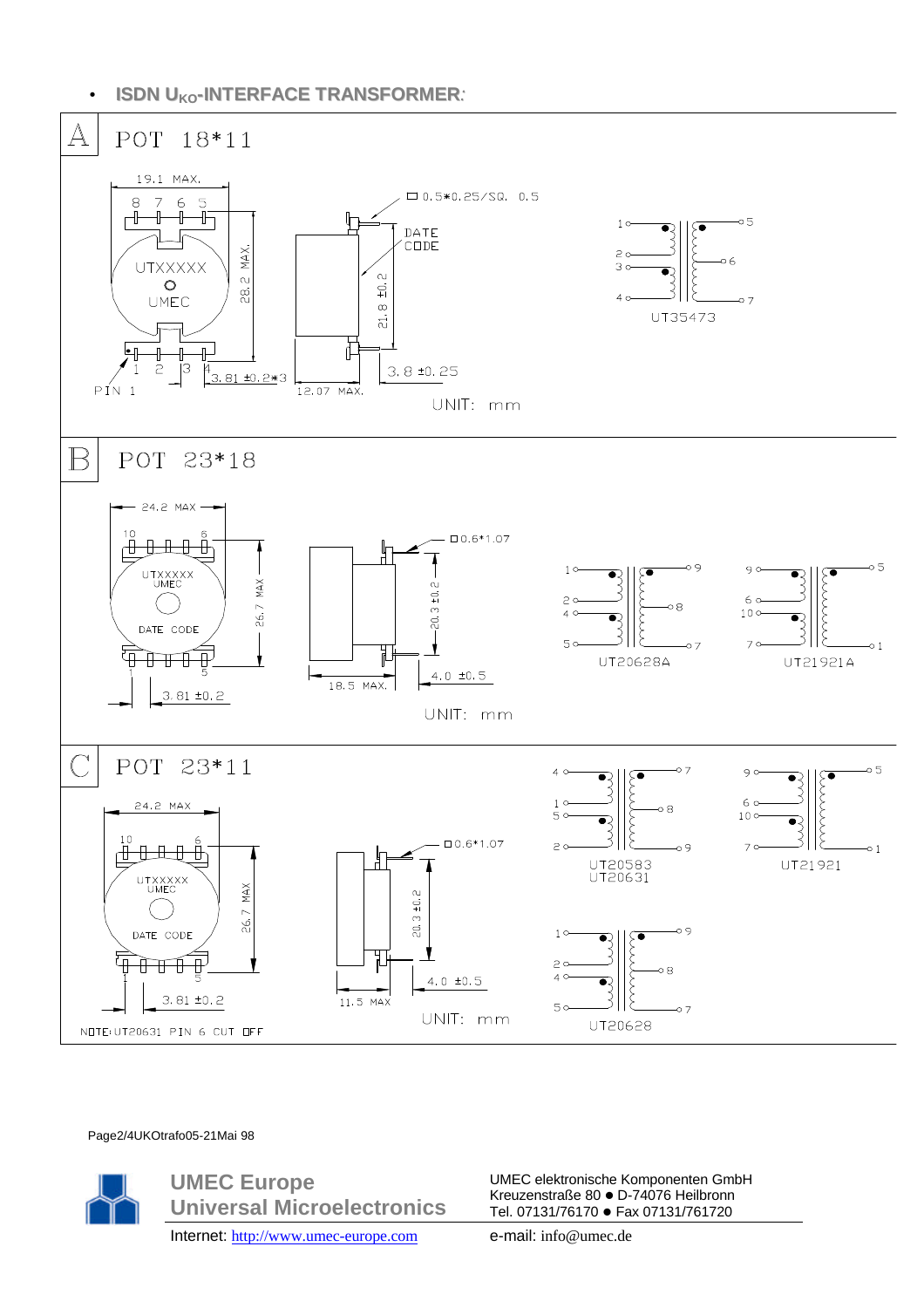- **ISDN $U_{KO}$-INTERFACE TRANSFORMER:**

## A POT 18*11

19.1 MAX.

8 7 6 5

UTXXXXX

UMEC

28.2 MAX.

1 2 3 4

PIN 1

3.81 ±0.2*3

□ 0.5*0.25/SQ. 0.5

DATE CODE

21.8 ±0.2

12.07 MAX.

3.8 ±0.25

UNIT: mm

UT35473

## B POT 23*18

24.2 MAX

10 6

UTXXXXX UMEC

DATE CODE

1 5

26.7 MAX

3.81 ±0.2

□0.6*1.07

20.3 ±0.2

18.5 MAX.

4.0 ±0.5

UNIT: mm

UT20628A

UT21921A

## C POT 23*11

24.2 MAX

10 6

UTXXXXX UMEC

DATE CODE

1 5

26.7 MAX

3.81 ±0.2

□0.6*1.07

20.3 ±0.2

11.5 MAX

4.0 ±0.5

UNIT: mm

UT20583 UT20631

UT21921

UT20628

NOTE: UT20631 PIN 6 CUT OFF

Page2/4UKOtrafo05-21Mai 98

**UMEC Europe**
**Universal Microelectronics**

UMEC elektronische Komponenten GmbH
Kreuzenstraße 80 ● D-74076 Heilbronn
Tel. 07131/76170 ● Fax 07131/761720

Internet: http://www.umec-europe.com e-mail: info@umec.de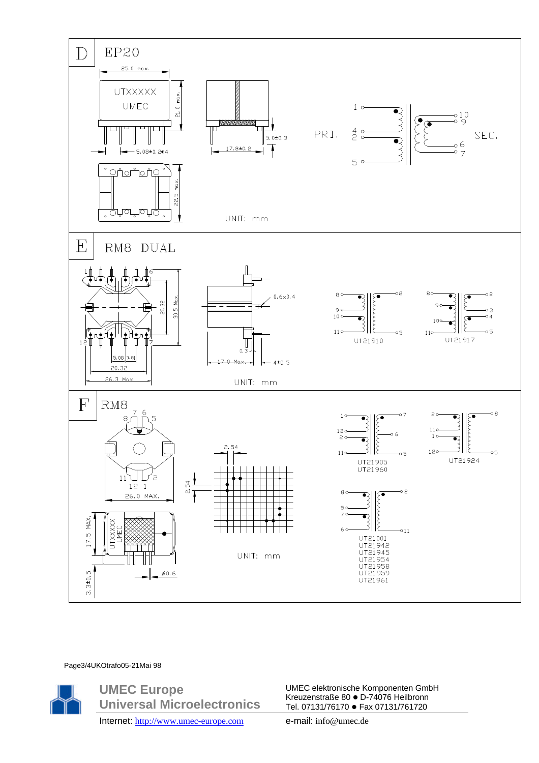## D EP20

25.0 max.

UTXXXXX

UMEC

21.0 max.

5.08±0.2*4

17.8±0.2

5.0±0.3

22.5 max.

PRI. 1, 4, 2, 5

SEC. 10, 9, 6, 7

UNIT: mm

## E RM8 DUAL

1, 6, 12, 7

20.32

30.5 Max.

5.08, 3.81

20.32

26.3 Max.

0.6×0.4

0.3

17.0 Max.

4±0.5

UNIT: mm

UT21910: 8, 9, 10, 11 / 2, 5

UT21917: 8, 9, 10, 11 / 2, 3, 4, 5

## F RM8

8, 7, 6, 5

11, 12, 1, 2

26.0 MAX.

2.54

2.54

17.5 MAX.

UTXXXXX UMEC

3.3±0.5

ø0.6

UNIT: mm

UT21905
UT21960
(1, 12, 2, 11 / 7, 6, 5)

UT21924
(2, 11, 1, 12 / 8, 5)

UT21001
UT21942
UT21945
UT21954
UT21958
UT21959
UT21961
(8, 5, 7, 6 / 2, 11)

Page3/4UKOtrafo05-21Mai 98

**UMEC Europe**
**Universal Microelectronics**

Internet: http://www.umec-europe.com

UMEC elektronische Komponenten GmbH
Kreuzenstraße 80 ● D-74076 Heilbronn
Tel. 07131/76170 ● Fax 07131/761720

e-mail: info@umec.de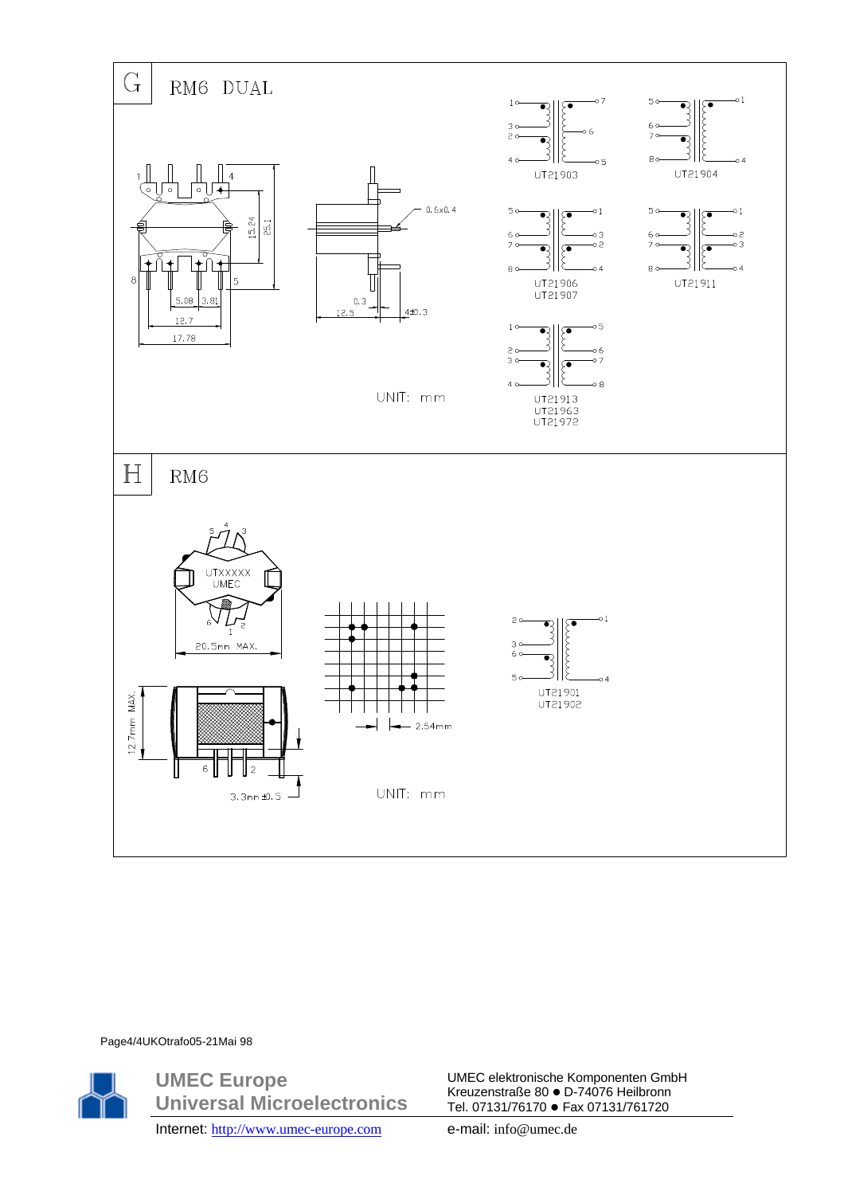## G RM6 DUAL

1 4

8 5

15.24

25.1

5.08 3.81

12.7

17.78

0.6x0.4

0.3

12.5

4±0.3

UNIT: mm

UT21903

UT21904

UT21906
UT21907

UT21911

UT21913
UT21963
UT21972

## H RM6

UTXXXXX
UMEC

20.5mm MAX.

12.7mm MAX.

3.3mm ±0.5

2.54mm

UNIT: mm

UT21901
UT21902

Page4/4UKOtrafo05-21Mai 98

**UMEC Europe**
**Universal Microelectronics**

Internet: http://www.umec-europe.com

UMEC elektronische Komponenten GmbH
Kreuzenstraße 80 ● D-74076 Heilbronn
Tel. 07131/76170 ● Fax 07131/761720

e-mail: info@umec.de